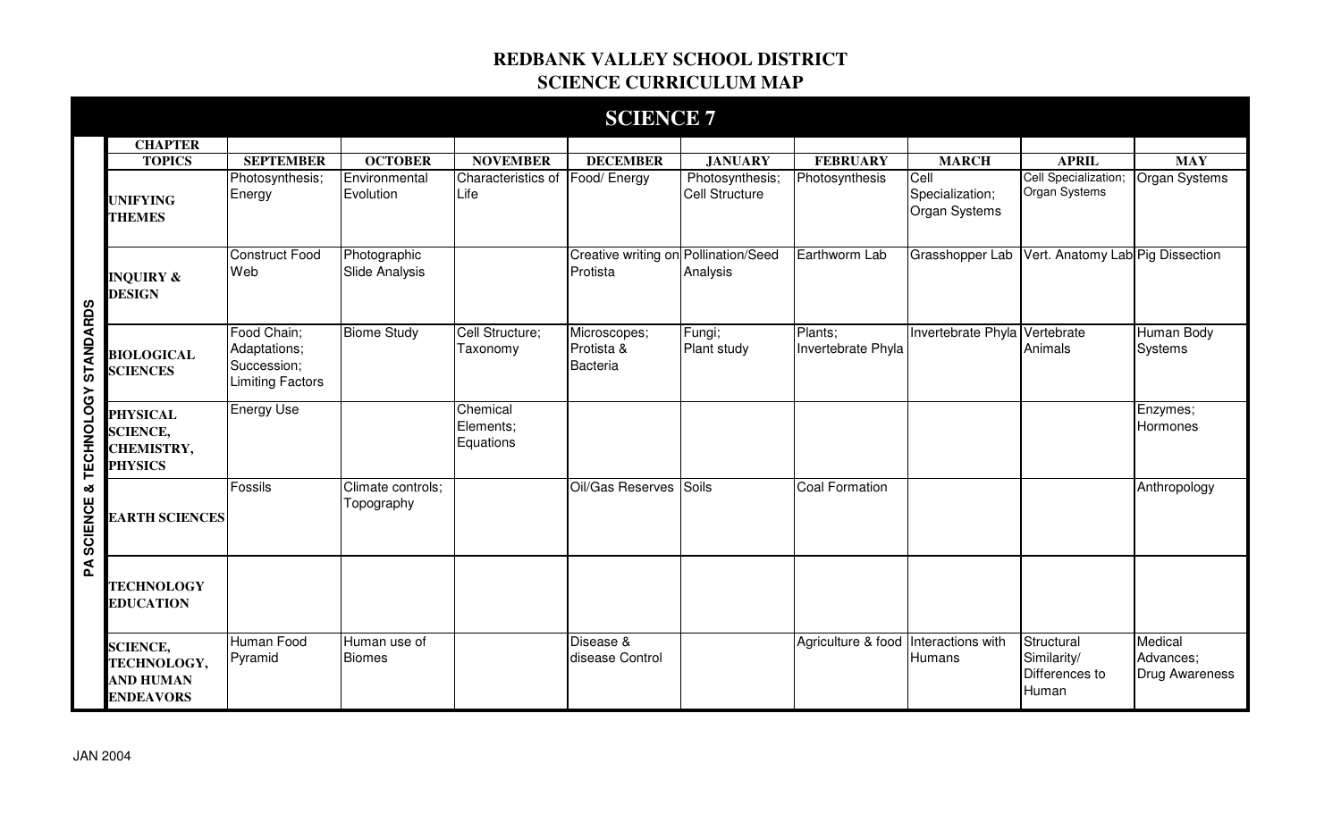# REDBANK VALLEY SCHOOL DISTRICT
## SCIENCE CURRICULUM MAP

### SCIENCE 7

**PA SCIENCE & TECHNOLOGY STANDARDS**

| CHAPTER TOPICS | SEPTEMBER | OCTOBER | NOVEMBER | DECEMBER | JANUARY | FEBRUARY | MARCH | APRIL | MAY |
|---|---|---|---|---|---|---|---|---|---|
| **UNIFYING THEMES** | Photosynthesis; Energy | Environmental Evolution | Characteristics of Life | Food/ Energy | Photosynthesis; Cell Structure | Photosynthesis | Cell Specialization; Organ Systems | Cell Specialization; Organ Systems | Organ Systems |
| **INQUIRY & DESIGN** | Construct Food Web | Photographic Slide Analysis | | Creative writing on Protista | Pollination/Seed Analysis | Earthworm Lab | Grasshopper Lab | Vert. Anatomy Lab | Pig Dissection |
| **BIOLOGICAL SCIENCES** | Food Chain; Adaptations; Succession; Limiting Factors | Biome Study | Cell Structure; Taxonomy | Microscopes; Protista & Bacteria | Fungi; Plant study | Plants; Invertebrate Phyla | Invertebrate Phyla | Vertebrate Animals | Human Body Systems |
| **PHYSICAL SCIENCE, CHEMISTRY, PHYSICS** | Energy Use | | Chemical Elements; Equations | | | | | | Enzymes; Hormones |
| **EARTH SCIENCES** | Fossils | Climate controls; Topography | | Oil/Gas Reserves | Soils | Coal Formation | | | Anthropology |
| **TECHNOLOGY EDUCATION** | | | | | | | | | |
| **SCIENCE, TECHNOLOGY, AND HUMAN ENDEAVORS** | Human Food Pyramid | Human use of Biomes | | Disease & disease Control | | Agriculture & food | Interactions with Humans | Structural Similarity/ Differences to Human | Medical Advances; Drug Awareness |

JAN 2004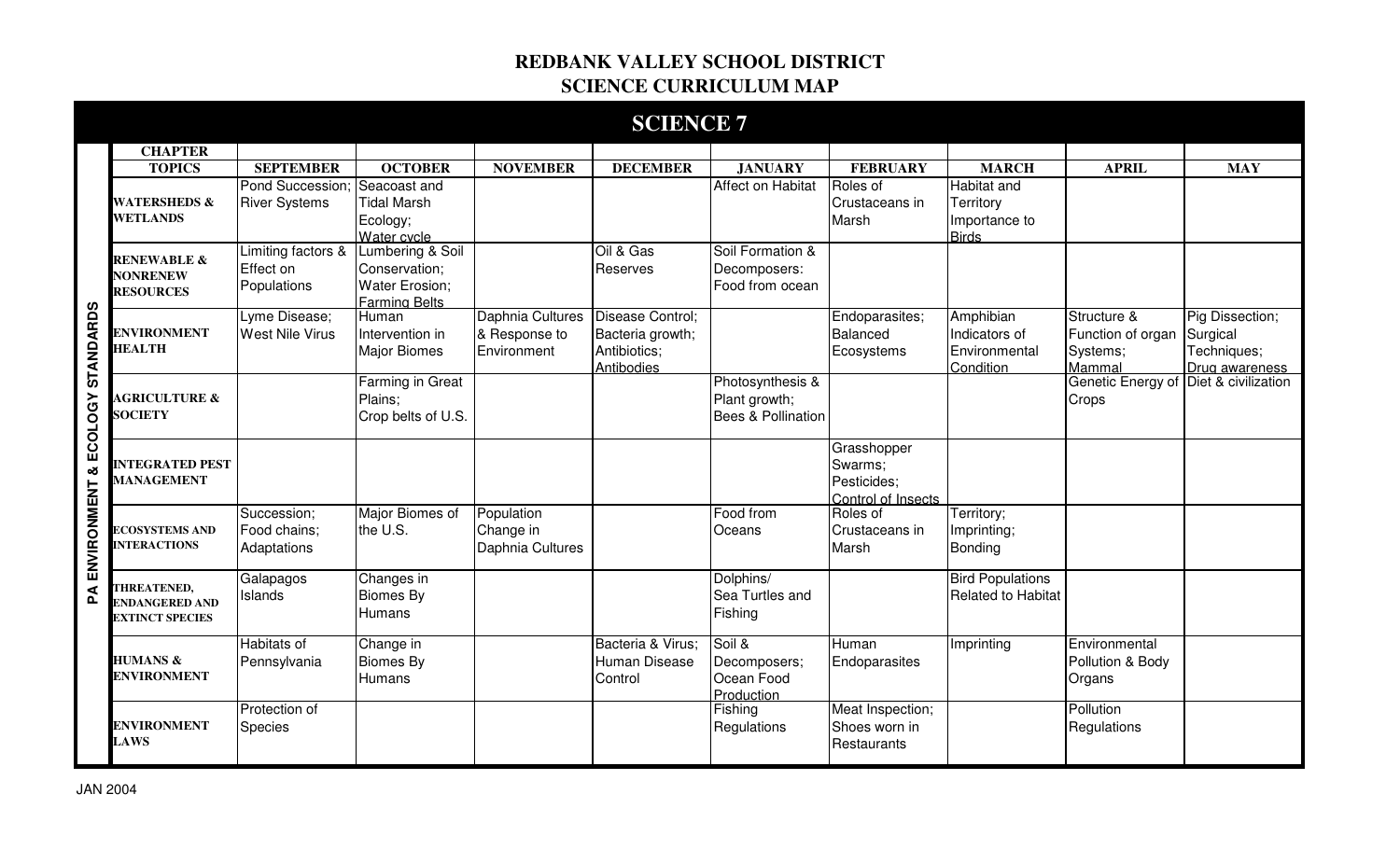# REDBANK VALLEY SCHOOL DISTRICT
## SCIENCE CURRICULUM MAP

## SCIENCE 7

**PA ENVIRONMENT & ECOLOGY STANDARDS**

| CHAPTER TOPICS | SEPTEMBER | OCTOBER | NOVEMBER | DECEMBER | JANUARY | FEBRUARY | MARCH | APRIL | MAY |
|---|---|---|---|---|---|---|---|---|---|
| **WATERSHEDS & WETLANDS** | Pond Succession; River Systems | Seacoast and Tidal Marsh Ecology; Water cycle | | | Affect on Habitat | Roles of Crustaceans in Marsh | Habitat and Territory Importance to Birds | | |
| **RENEWABLE & NONRENEW RESOURCES** | Limiting factors & Effect on Populations | Lumbering & Soil Conservation; Water Erosion; Farming Belts | | Oil & Gas Reserves | Soil Formation & Decomposers: Food from ocean | | | | |
| **ENVIRONMENT HEALTH** | Lyme Disease; West Nile Virus | Human Intervention in Major Biomes | Daphnia Cultures & Response to Environment | Disease Control; Bacteria growth; Antibiotics; Antibodies | | Endoparasites; Balanced Ecosystems | Amphibian Indicators of Environmental Condition | Structure & Function of organ Systems; Mammal | Pig Dissection; Surgical Techniques; Drug awareness |
| **AGRICULTURE & SOCIETY** | | Farming in Great Plains; Crop belts of U.S. | | | Photosynthesis & Plant growth; Bees & Pollination | | | Genetic Energy of Crops | Diet & civilization |
| **INTEGRATED PEST MANAGEMENT** | | | | | | Grasshopper Swarms; Pesticides; Control of Insects | | | |
| **ECOSYSTEMS AND INTERACTIONS** | Succession; Food chains; Adaptations | Major Biomes of the U.S. | Population Change in Daphnia Cultures | | Food from Oceans | Roles of Crustaceans in Marsh | Territory; Imprinting; Bonding | | |
| **THREATENED, ENDANGERED AND EXTINCT SPECIES** | Galapagos Islands | Changes in Biomes By Humans | | | Dolphins/ Sea Turtles and Fishing | | Bird Populations Related to Habitat | | |
| **HUMANS & ENVIRONMENT** | Habitats of Pennsylvania | Change in Biomes By Humans | | Bacteria & Virus; Human Disease Control | Soil & Decomposers; Ocean Food Production | Human Endoparasites | Imprinting | Environmental Pollution & Body Organs | |
| **ENVIRONMENT LAWS** | Protection of Species | | | | Fishing Regulations | Meat Inspection; Shoes worn in Restaurants | | Pollution Regulations | |

JAN 2004